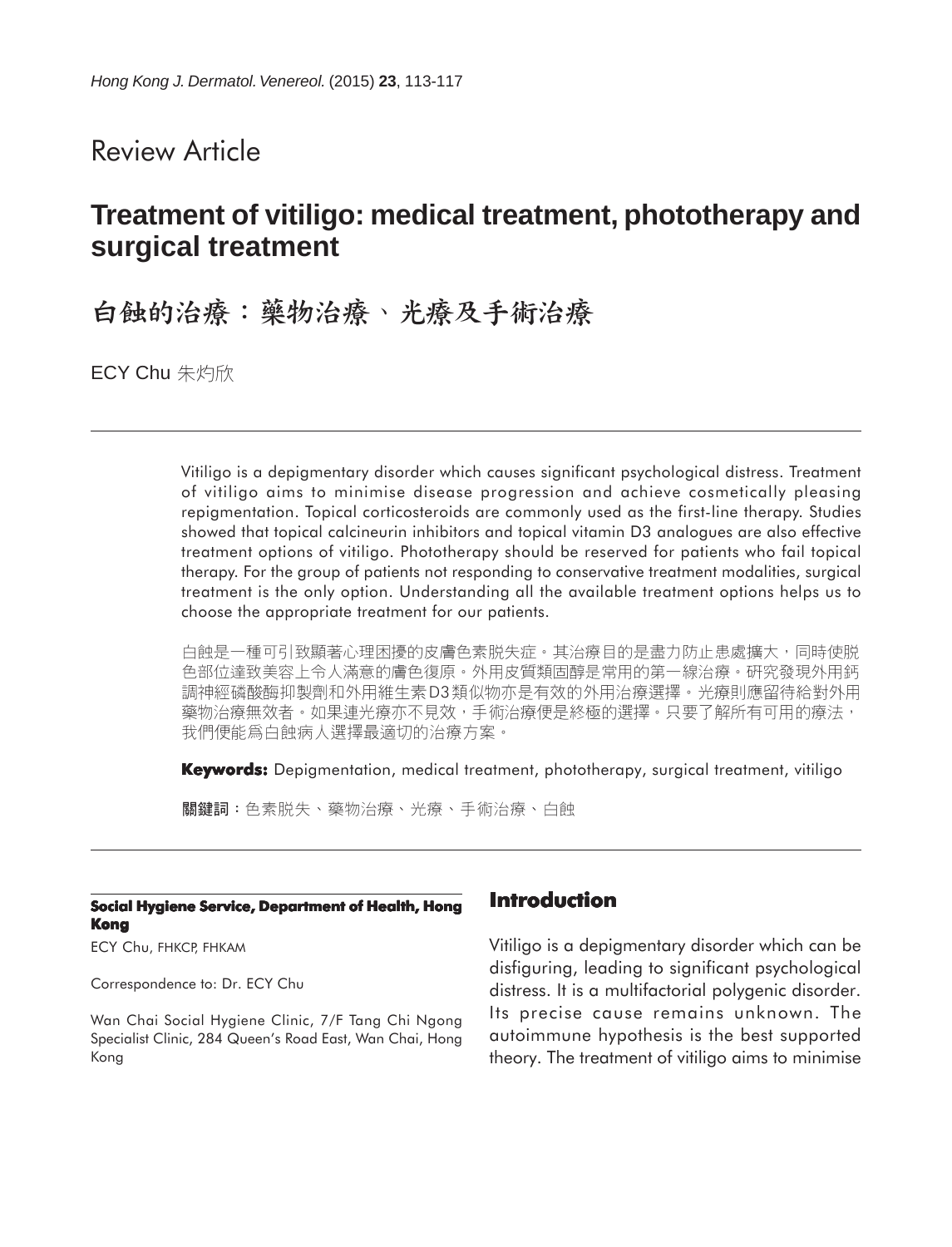Review Article

# Treatment of vitiligo: medical treatment, phototherapy and surgical treatment

# 白蝕的治療：藥物治療、光療及手術治療

ECY Chu 朱灼欣

Vitiligo is a depigmentary disorder which causes significant psychological distress. Treatment of vitiligo aims to minimise disease progression and achieve cosmetically pleasing repigmentation. Topical corticosteroids are commonly used as the first-line therapy. Studies showed that topical calcineurin inhibitors and topical vitamin D3 analogues are also effective treatment options of vitiligo. Phototherapy should be reserved for patients who fail topical therapy. For the group of patients not responding to conservative treatment modalities, surgical treatment is the only option. Understanding all the available treatment options helps us to choose the appropriate treatment for our patients.

白蝕是一種可引致顯著心理困擾的皮膚色素脫失症。其治療目的是盡力防止患處擴大，同時使脫色部位達致美容上令人滿意的膚色復原。外用皮質類固醇是常用的第一線治療。研究發現外用鈣調神經磷酸酶抑製劑和外用維生素D3類似物亦是有效的外用治療選擇。光療則應留待給對外用藥物治療無效者。如果連光療亦不見效，手術治療便是終極的選擇。只要了解所有可用的療法，我們便能爲白蝕病人選擇最適切的治療方案。

**Keywords:** Depigmentation, medical treatment, phototherapy, surgical treatment, vitiligo

**關鍵詞**：色素脫失、藥物治療、光療、手術治療、白蝕

**Social Hygiene Service, Department of Health, Hong Kong**

ECY Chu, FHKCP, FHKAM

Correspondence to: Dr. ECY Chu

Wan Chai Social Hygiene Clinic, 7/F Tang Chi Ngong Specialist Clinic, 284 Queen's Road East, Wan Chai, Hong Kong

## Introduction

Vitiligo is a depigmentary disorder which can be disfiguring, leading to significant psychological distress. It is a multifactorial polygenic disorder. Its precise cause remains unknown. The autoimmune hypothesis is the best supported theory. The treatment of vitiligo aims to minimise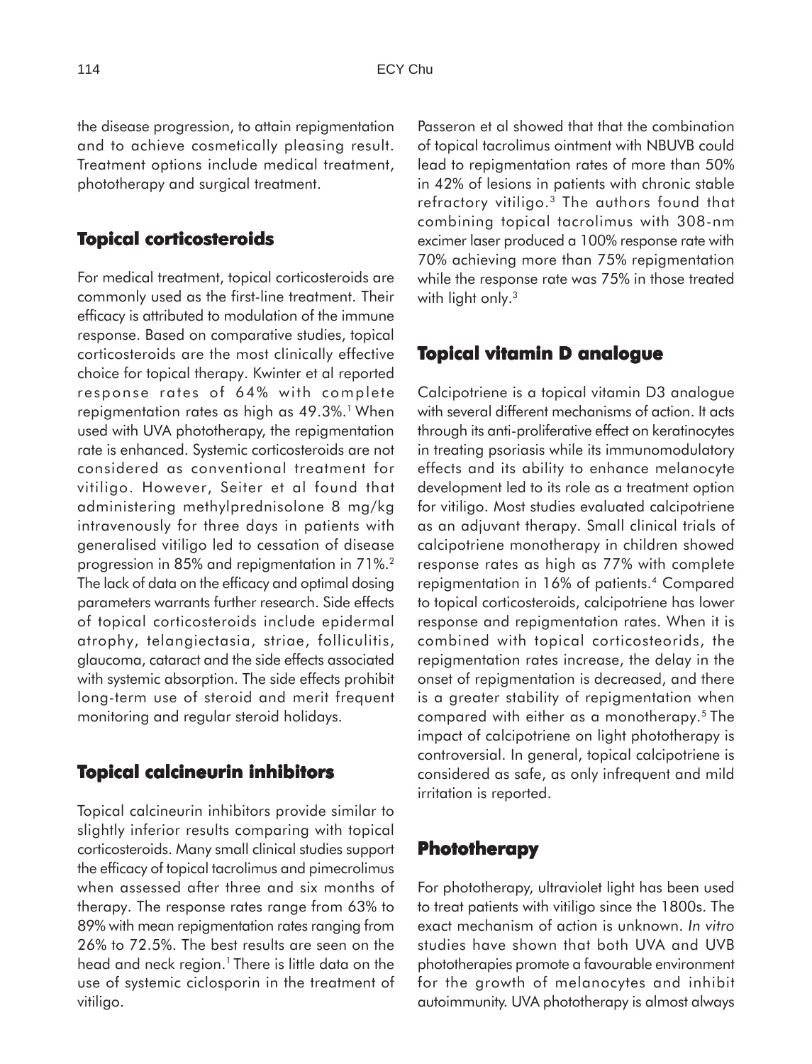the disease progression, to attain repigmentation and to achieve cosmetically pleasing result. Treatment options include medical treatment, phototherapy and surgical treatment.

## Topical corticosteroids

For medical treatment, topical corticosteroids are commonly used as the first-line treatment. Their efficacy is attributed to modulation of the immune response. Based on comparative studies, topical corticosteroids are the most clinically effective choice for topical therapy. Kwinter et al reported response rates of 64% with complete repigmentation rates as high as 49.3%.[1] When used with UVA phototherapy, the repigmentation rate is enhanced. Systemic corticosteroids are not considered as conventional treatment for vitiligo. However, Seiter et al found that administering methylprednisolone 8 mg/kg intravenously for three days in patients with generalised vitiligo led to cessation of disease progression in 85% and repigmentation in 71%.[2] The lack of data on the efficacy and optimal dosing parameters warrants further research. Side effects of topical corticosteroids include epidermal atrophy, telangiectasia, striae, folliculitis, glaucoma, cataract and the side effects associated with systemic absorption. The side effects prohibit long-term use of steroid and merit frequent monitoring and regular steroid holidays.

## Topical calcineurin inhibitors

Topical calcineurin inhibitors provide similar to slightly inferior results comparing with topical corticosteroids. Many small clinical studies support the efficacy of topical tacrolimus and pimecrolimus when assessed after three and six months of therapy. The response rates range from 63% to 89% with mean repigmentation rates ranging from 26% to 72.5%. The best results are seen on the head and neck region.[1] There is little data on the use of systemic ciclosporin in the treatment of vitiligo.

Passeron et al showed that that the combination of topical tacrolimus ointment with NBUVB could lead to repigmentation rates of more than 50% in 42% of lesions in patients with chronic stable refractory vitiligo.[3] The authors found that combining topical tacrolimus with 308-nm excimer laser produced a 100% response rate with 70% achieving more than 75% repigmentation while the response rate was 75% in those treated with light only.[3]

## Topical vitamin D analogue

Calcipotriene is a topical vitamin D3 analogue with several different mechanisms of action. It acts through its anti-proliferative effect on keratinocytes in treating psoriasis while its immunomodulatory effects and its ability to enhance melanocyte development led to its role as a treatment option for vitiligo. Most studies evaluated calcipotriene as an adjuvant therapy. Small clinical trials of calcipotriene monotherapy in children showed response rates as high as 77% with complete repigmentation in 16% of patients.[4] Compared to topical corticosteroids, calcipotriene has lower response and repigmentation rates. When it is combined with topical corticosteorids, the repigmentation rates increase, the delay in the onset of repigmentation is decreased, and there is a greater stability of repigmentation when compared with either as a monotherapy.[5] The impact of calcipotriene on light phototherapy is controversial. In general, topical calcipotriene is considered as safe, as only infrequent and mild irritation is reported.

## Phototherapy

For phototherapy, ultraviolet light has been used to treat patients with vitiligo since the 1800s. The exact mechanism of action is unknown. *In vitro* studies have shown that both UVA and UVB phototherapies promote a favourable environment for the growth of melanocytes and inhibit autoimmunity. UVA phototherapy is almost always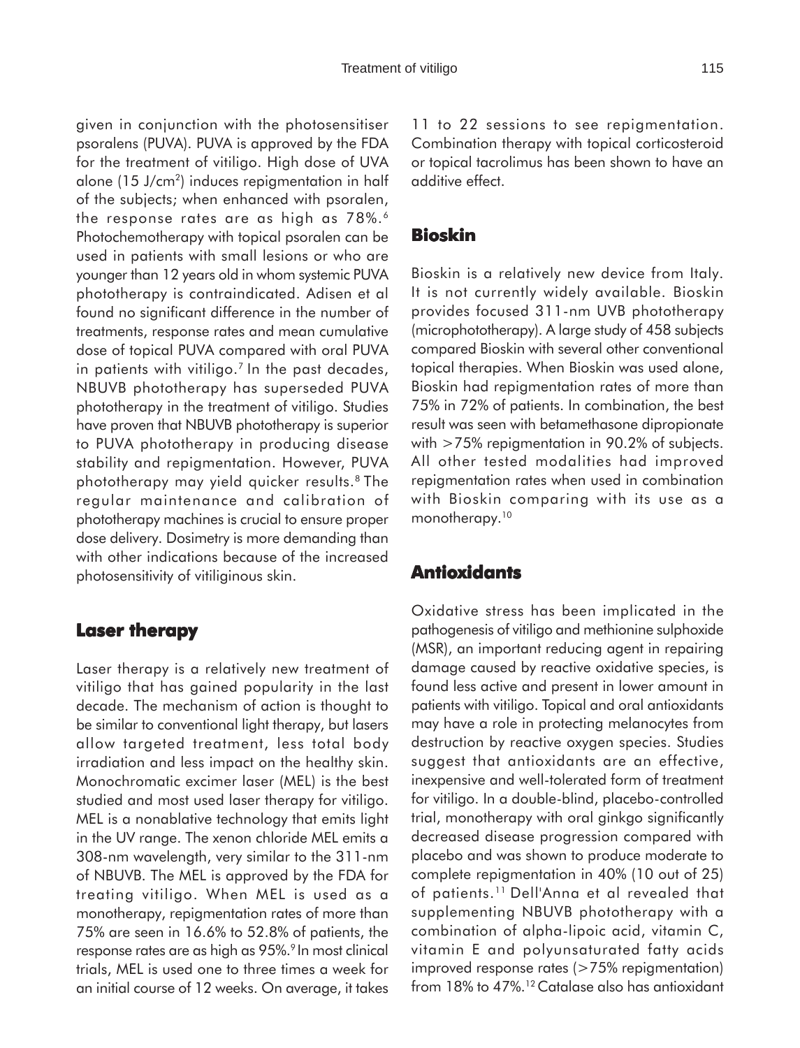given in conjunction with the photosensitiser psoralens (PUVA). PUVA is approved by the FDA for the treatment of vitiligo. High dose of UVA alone (15 J/cm$^2$) induces repigmentation in half of the subjects; when enhanced with psoralen, the response rates are as high as 78%.[6] Photochemotherapy with topical psoralen can be used in patients with small lesions or who are younger than 12 years old in whom systemic PUVA phototherapy is contraindicated. Adisen et al found no significant difference in the number of treatments, response rates and mean cumulative dose of topical PUVA compared with oral PUVA in patients with vitiligo.[7] In the past decades, NBUVB phototherapy has superseded PUVA phototherapy in the treatment of vitiligo. Studies have proven that NBUVB phototherapy is superior to PUVA phototherapy in producing disease stability and repigmentation. However, PUVA phototherapy may yield quicker results.[8] The regular maintenance and calibration of phototherapy machines is crucial to ensure proper dose delivery. Dosimetry is more demanding than with other indications because of the increased photosensitivity of vitiliginous skin.

## Laser therapy

Laser therapy is a relatively new treatment of vitiligo that has gained popularity in the last decade. The mechanism of action is thought to be similar to conventional light therapy, but lasers allow targeted treatment, less total body irradiation and less impact on the healthy skin. Monochromatic excimer laser (MEL) is the best studied and most used laser therapy for vitiligo. MEL is a nonablative technology that emits light in the UV range. The xenon chloride MEL emits a 308-nm wavelength, very similar to the 311-nm of NBUVB. The MEL is approved by the FDA for treating vitiligo. When MEL is used as a monotherapy, repigmentation rates of more than 75% are seen in 16.6% to 52.8% of patients, the response rates are as high as 95%.[9] In most clinical trials, MEL is used one to three times a week for an initial course of 12 weeks. On average, it takes 11 to 22 sessions to see repigmentation. Combination therapy with topical corticosteroid or topical tacrolimus has been shown to have an additive effect.

## Bioskin

Bioskin is a relatively new device from Italy. It is not currently widely available. Bioskin provides focused 311-nm UVB phototherapy (microphototherapy). A large study of 458 subjects compared Bioskin with several other conventional topical therapies. When Bioskin was used alone, Bioskin had repigmentation rates of more than 75% in 72% of patients. In combination, the best result was seen with betamethasone dipropionate with >75% repigmentation in 90.2% of subjects. All other tested modalities had improved repigmentation rates when used in combination with Bioskin comparing with its use as a monotherapy.[10]

## Antioxidants

Oxidative stress has been implicated in the pathogenesis of vitiligo and methionine sulphoxide (MSR), an important reducing agent in repairing damage caused by reactive oxidative species, is found less active and present in lower amount in patients with vitiligo. Topical and oral antioxidants may have a role in protecting melanocytes from destruction by reactive oxygen species. Studies suggest that antioxidants are an effective, inexpensive and well-tolerated form of treatment for vitiligo. In a double-blind, placebo-controlled trial, monotherapy with oral ginkgo significantly decreased disease progression compared with placebo and was shown to produce moderate to complete repigmentation in 40% (10 out of 25) of patients.[11] Dell'Anna et al revealed that supplementing NBUVB phototherapy with a combination of alpha-lipoic acid, vitamin C, vitamin E and polyunsaturated fatty acids improved response rates (>75% repigmentation) from 18% to 47%.[12] Catalase also has antioxidant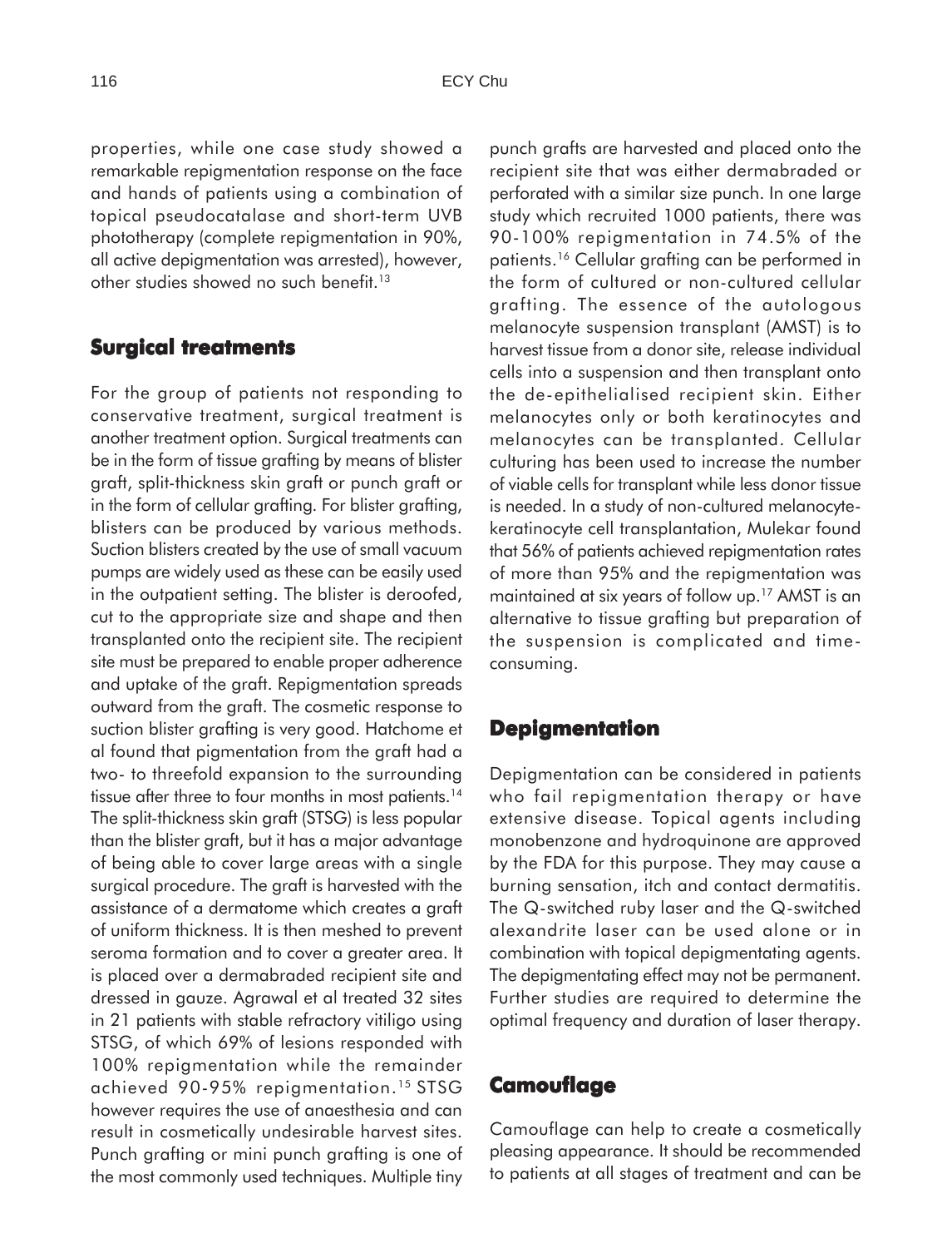properties, while one case study showed a remarkable repigmentation response on the face and hands of patients using a combination of topical pseudocatalase and short-term UVB phototherapy (complete repigmentation in 90%, all active depigmentation was arrested), however, other studies showed no such benefit.[13]

## Surgical treatments

For the group of patients not responding to conservative treatment, surgical treatment is another treatment option. Surgical treatments can be in the form of tissue grafting by means of blister graft, split-thickness skin graft or punch graft or in the form of cellular grafting. For blister grafting, blisters can be produced by various methods. Suction blisters created by the use of small vacuum pumps are widely used as these can be easily used in the outpatient setting. The blister is deroofed, cut to the appropriate size and shape and then transplanted onto the recipient site. The recipient site must be prepared to enable proper adherence and uptake of the graft. Repigmentation spreads outward from the graft. The cosmetic response to suction blister grafting is very good. Hatchome et al found that pigmentation from the graft had a two- to threefold expansion to the surrounding tissue after three to four months in most patients.[14] The split-thickness skin graft (STSG) is less popular than the blister graft, but it has a major advantage of being able to cover large areas with a single surgical procedure. The graft is harvested with the assistance of a dermatome which creates a graft of uniform thickness. It is then meshed to prevent seroma formation and to cover a greater area. It is placed over a dermabraded recipient site and dressed in gauze. Agrawal et al treated 32 sites in 21 patients with stable refractory vitiligo using STSG, of which 69% of lesions responded with 100% repigmentation while the remainder achieved 90-95% repigmentation.[15] STSG however requires the use of anaesthesia and can result in cosmetically undesirable harvest sites. Punch grafting or mini punch grafting is one of the most commonly used techniques. Multiple tiny punch grafts are harvested and placed onto the recipient site that was either dermabraded or perforated with a similar size punch. In one large study which recruited 1000 patients, there was 90-100% repigmentation in 74.5% of the patients.[16] Cellular grafting can be performed in the form of cultured or non-cultured cellular grafting. The essence of the autologous melanocyte suspension transplant (AMST) is to harvest tissue from a donor site, release individual cells into a suspension and then transplant onto the de-epithelialised recipient skin. Either melanocytes only or both keratinocytes and melanocytes can be transplanted. Cellular culturing has been used to increase the number of viable cells for transplant while less donor tissue is needed. In a study of non-cultured melanocyte-keratinocyte cell transplantation, Mulekar found that 56% of patients achieved repigmentation rates of more than 95% and the repigmentation was maintained at six years of follow up.[17] AMST is an alternative to tissue grafting but preparation of the suspension is complicated and time-consuming.

## Depigmentation

Depigmentation can be considered in patients who fail repigmentation therapy or have extensive disease. Topical agents including monobenzone and hydroquinone are approved by the FDA for this purpose. They may cause a burning sensation, itch and contact dermatitis. The Q-switched ruby laser and the Q-switched alexandrite laser can be used alone or in combination with topical depigmentating agents. The depigmentating effect may not be permanent. Further studies are required to determine the optimal frequency and duration of laser therapy.

## Camouflage

Camouflage can help to create a cosmetically pleasing appearance. It should be recommended to patients at all stages of treatment and can be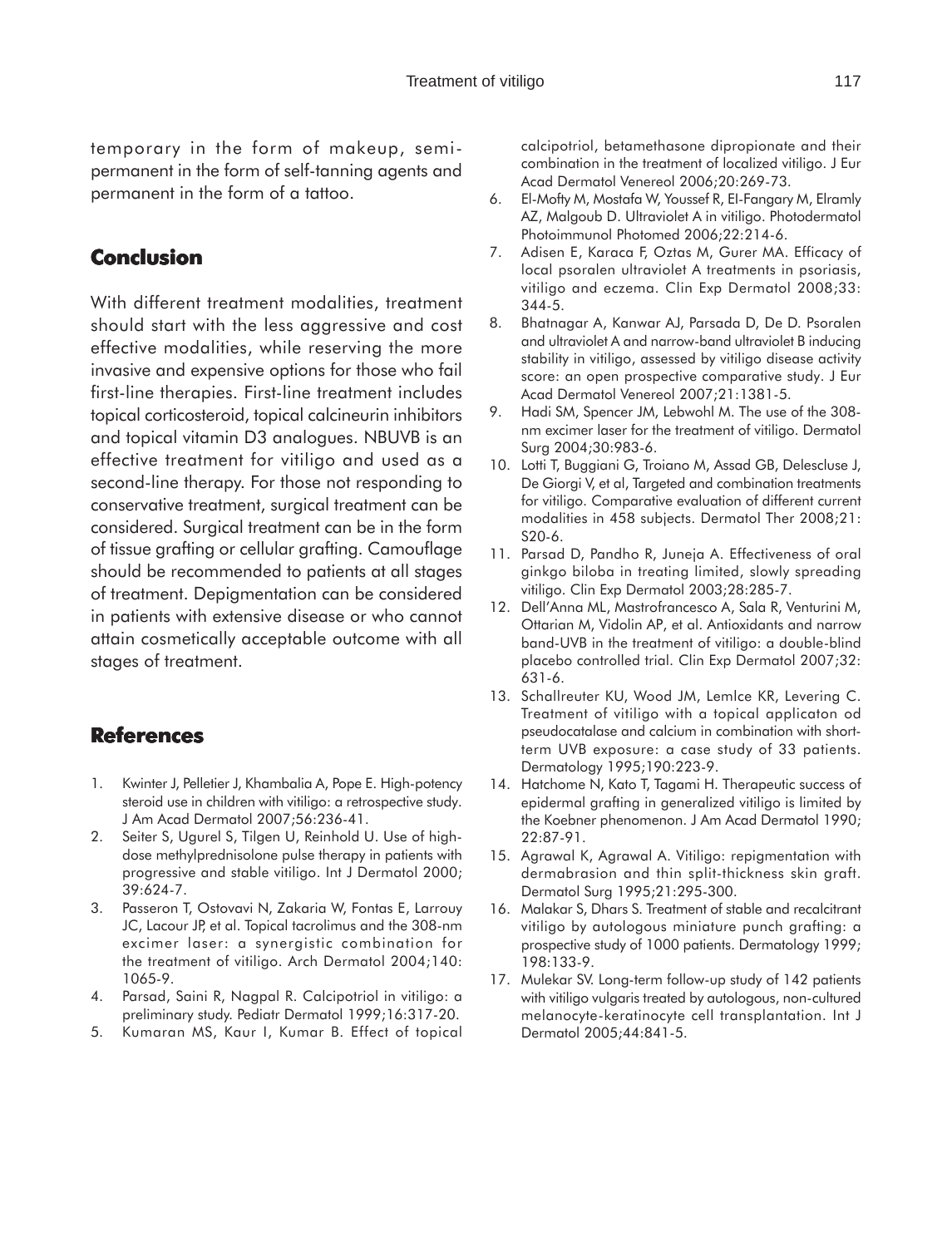temporary in the form of makeup, semi-permanent in the form of self-tanning agents and permanent in the form of a tattoo.

## Conclusion

With different treatment modalities, treatment should start with the less aggressive and cost effective modalities, while reserving the more invasive and expensive options for those who fail first-line therapies. First-line treatment includes topical corticosteroid, topical calcineurin inhibitors and topical vitamin D3 analogues. NBUVB is an effective treatment for vitiligo and used as a second-line therapy. For those not responding to conservative treatment, surgical treatment can be considered. Surgical treatment can be in the form of tissue grafting or cellular grafting. Camouflage should be recommended to patients at all stages of treatment. Depigmentation can be considered in patients with extensive disease or who cannot attain cosmetically acceptable outcome with all stages of treatment.

## References

1. Kwinter J, Pelletier J, Khambalia A, Pope E. High-potency steroid use in children with vitiligo: a retrospective study. J Am Acad Dermatol 2007;56:236-41.
2. Seiter S, Ugurel S, Tilgen U, Reinhold U. Use of high-dose methylprednisolone pulse therapy in patients with progressive and stable vitiligo. Int J Dermatol 2000; 39:624-7.
3. Passeron T, Ostovavi N, Zakaria W, Fontas E, Larrouy JC, Lacour JP, et al. Topical tacrolimus and the 308-nm excimer laser: a synergistic combination for the treatment of vitiligo. Arch Dermatol 2004;140: 1065-9.
4. Parsad, Saini R, Nagpal R. Calcipotriol in vitiligo: a preliminary study. Pediatr Dermatol 1999;16:317-20.
5. Kumaran MS, Kaur I, Kumar B. Effect of topical calcipotriol, betamethasone dipropionate and their combination in the treatment of localized vitiligo. J Eur Acad Dermatol Venereol 2006;20:269-73.
6. El-Mofty M, Mostafa W, Youssef R, El-Fangary M, Elramly AZ, Malgoub D. Ultraviolet A in vitiligo. Photodermatol Photoimmunol Photomed 2006;22:214-6.
7. Adisen E, Karaca F, Oztas M, Gurer MA. Efficacy of local psoralen ultraviolet A treatments in psoriasis, vitiligo and eczema. Clin Exp Dermatol 2008;33: 344-5.
8. Bhatnagar A, Kanwar AJ, Parsada D, De D. Psoralen and ultraviolet A and narrow-band ultraviolet B inducing stability in vitiligo, assessed by vitiligo disease activity score: an open prospective comparative study. J Eur Acad Dermatol Venereol 2007;21:1381-5.
9. Hadi SM, Spencer JM, Lebwohl M. The use of the 308-nm excimer laser for the treatment of vitiligo. Dermatol Surg 2004;30:983-6.
10. Lotti T, Buggiani G, Troiano M, Assad GB, Delescluse J, De Giorgi V, et al, Targeted and combination treatments for vitiligo. Comparative evaluation of different current modalities in 458 subjects. Dermatol Ther 2008;21: S20-6.
11. Parsad D, Pandho R, Juneja A. Effectiveness of oral ginkgo biloba in treating limited, slowly spreading vitiligo. Clin Exp Dermatol 2003;28:285-7.
12. Dell'Anna ML, Mastrofrancesco A, Sala R, Venturini M, Ottarian M, Vidolin AP, et al. Antioxidants and narrow band-UVB in the treatment of vitiligo: a double-blind placebo controlled trial. Clin Exp Dermatol 2007;32: 631-6.
13. Schallreuter KU, Wood JM, Lemlce KR, Levering C. Treatment of vitiligo with a topical applicaton od pseudocatalase and calcium in combination with short-term UVB exposure: a case study of 33 patients. Dermatology 1995;190:223-9.
14. Hatchome N, Kato T, Tagami H. Therapeutic success of epidermal grafting in generalized vitiligo is limited by the Koebner phenomenon. J Am Acad Dermatol 1990; 22:87-91.
15. Agrawal K, Agrawal A. Vitiligo: repigmentation with dermabrasion and thin split-thickness skin graft. Dermatol Surg 1995;21:295-300.
16. Malakar S, Dhars S. Treatment of stable and recalcitrant vitiligo by autologous miniature punch grafting: a prospective study of 1000 patients. Dermatology 1999; 198:133-9.
17. Mulekar SV. Long-term follow-up study of 142 patients with vitiligo vulgaris treated by autologous, non-cultured melanocyte-keratinocyte cell transplantation. Int J Dermatol 2005;44:841-5.